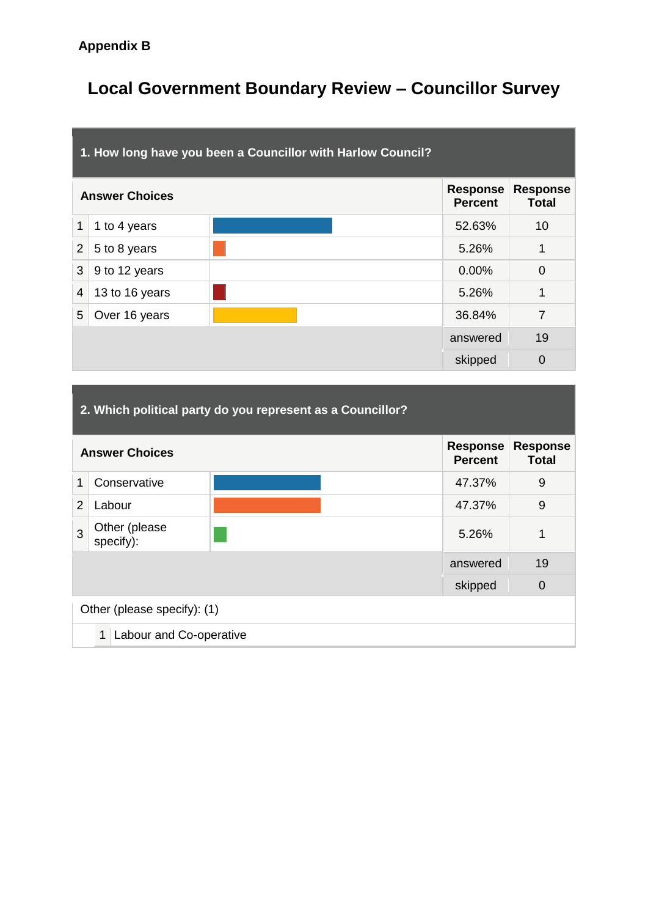Appendix B

# Local Government Boundary Review – Councillor Survey

**1. How long have you been a Councillor with Harlow Council?**

| | Answer Choices | Response Percent | Response Total |
|---|---|---|---|
| 1 | 1 to 4 years | 52.63% | 10 |
| 2 | 5 to 8 years | 5.26% | 1 |
| 3 | 9 to 12 years | 0.00% | 0 |
| 4 | 13 to 16 years | 5.26% | 1 |
| 5 | Over 16 years | 36.84% | 7 |
| | | answered | 19 |
| | | skipped | 0 |

**2. Which political party do you represent as a Councillor?**

| | Answer Choices | Response Percent | Response Total |
|---|---|---|---|
| 1 | Conservative | 47.37% | 9 |
| 2 | Labour | 47.37% | 9 |
| 3 | Other (please specify): | 5.26% | 1 |
| | | answered | 19 |
| | | skipped | 0 |

Other (please specify): (1)

| | |
|---|---|
| 1 | Labour and Co-operative |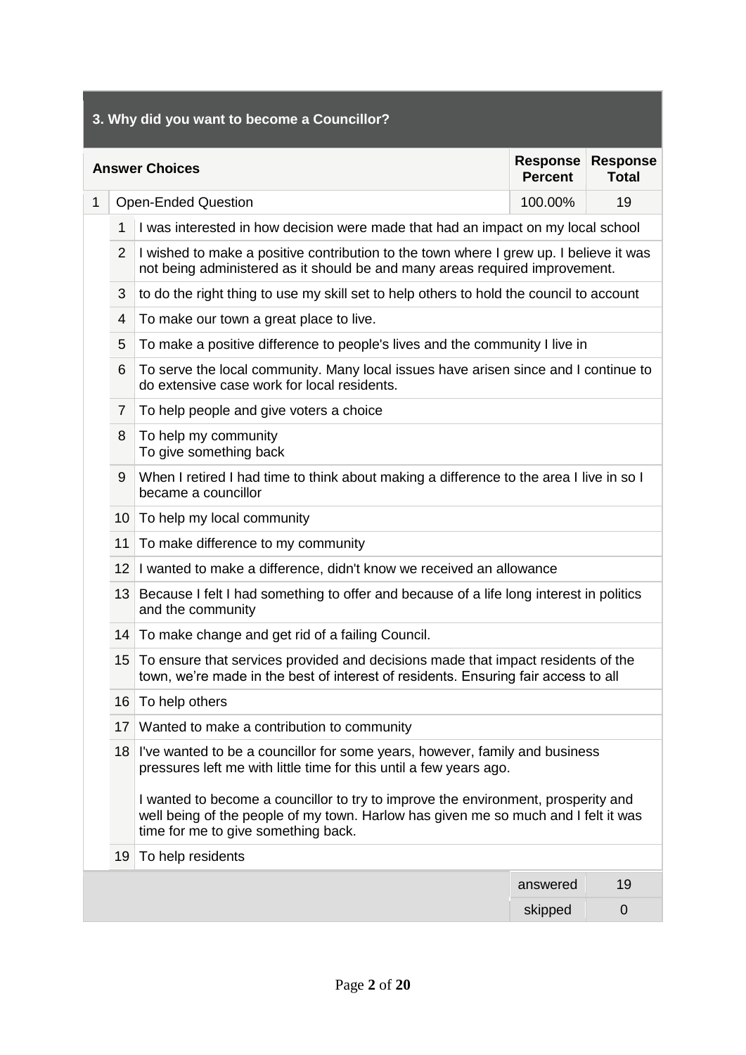### 3. Why did you want to become a Councillor?

| | Answer Choices | Response Percent | Response Total |
|---|---|---|---|
| 1 | Open-Ended Question | 100.00% | 19 |

| | |
|---|---|
| 1 | I was interested in how decision were made that had an impact on my local school |
| 2 | I wished to make a positive contribution to the town where I grew up. I believe it was not being administered as it should be and many areas required improvement. |
| 3 | to do the right thing to use my skill set to help others to hold the council to account |
| 4 | To make our town a great place to live. |
| 5 | To make a positive difference to people's lives and the community I live in |
| 6 | To serve the local community. Many local issues have arisen since and I continue to do extensive case work for local residents. |
| 7 | To help people and give voters a choice |
| 8 | To help my community<br>To give something back |
| 9 | When I retired I had time to think about making a difference to the area I live in so I became a councillor |
| 10 | To help my local community |
| 11 | To make difference to my community |
| 12 | I wanted to make a difference, didn't know we received an allowance |
| 13 | Because I felt I had something to offer and because of a life long interest in politics and the community |
| 14 | To make change and get rid of a failing Council. |
| 15 | To ensure that services provided and decisions made that impact residents of the town, we're made in the best of interest of residents. Ensuring fair access to all |
| 16 | To help others |
| 17 | Wanted to make a contribution to community |
| 18 | I've wanted to be a councillor for some years, however, family and business pressures left me with little time for this until a few years ago.<br><br>I wanted to become a councillor to try to improve the environment, prosperity and well being of the people of my town. Harlow has given me so much and I felt it was time for me to give something back. |
| 19 | To help residents |

| | |
|---|---|
| answered | 19 |
| skipped | 0 |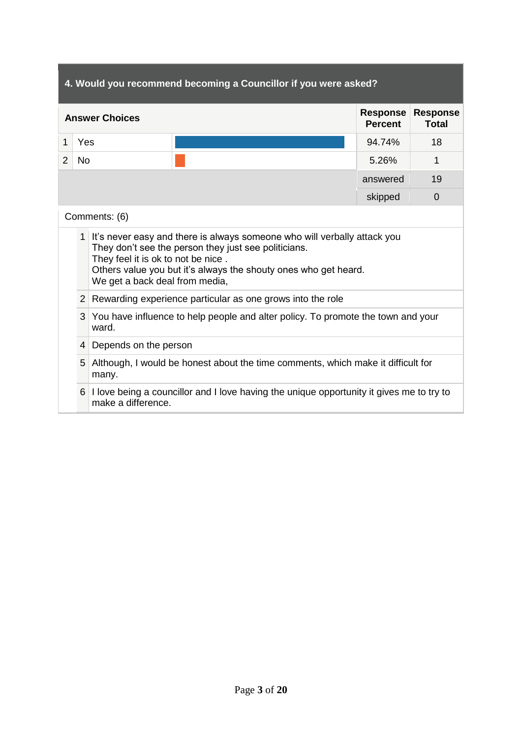## 4. Would you recommend becoming a Councillor if you were asked?

| | Answer Choices | Response Percent | Response Total |
|---|---|---|---|
| 1 | Yes | 94.74% | 18 |
| 2 | No | 5.26% | 1 |
| | | answered | 19 |
| | | skipped | 0 |

Comments: (6)

1. It’s never easy and there is always someone who will verbally attack you
   They don’t see the person they just see politicians.
   They feel it is ok to not be nice .
   Others value you but it’s always the shouty ones who get heard.
   We get a back deal from media,
2. Rewarding experience particular as one grows into the role
3. You have influence to help people and alter policy. To promote the town and your ward.
4. Depends on the person
5. Although, I would be honest about the time comments, which make it difficult for many.
6. I love being a councillor and I love having the unique opportunity it gives me to try to make a difference.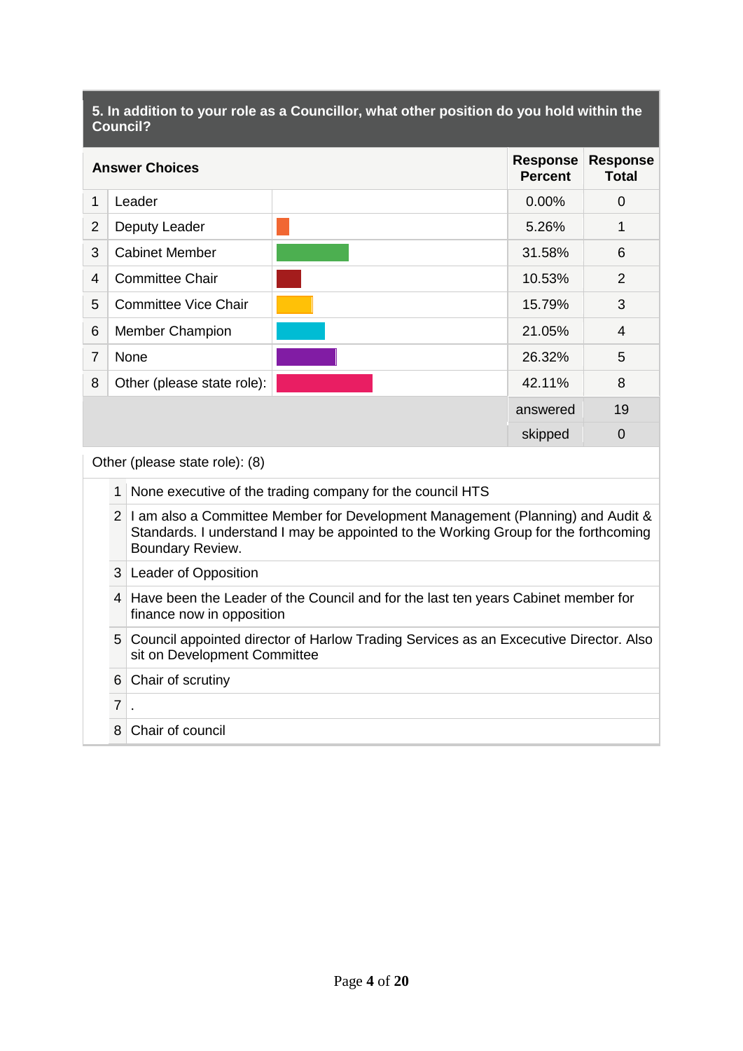## 5. In addition to your role as a Councillor, what other position do you hold within the Council?

| | Answer Choices | Response Percent | Response Total |
|---|---|---|---|
| 1 | Leader | 0.00% | 0 |
| 2 | Deputy Leader | 5.26% | 1 |
| 3 | Cabinet Member | 31.58% | 6 |
| 4 | Committee Chair | 10.53% | 2 |
| 5 | Committee Vice Chair | 15.79% | 3 |
| 6 | Member Champion | 21.05% | 4 |
| 7 | None | 26.32% | 5 |
| 8 | Other (please state role): | 42.11% | 8 |
| | | answered | 19 |
| | | skipped | 0 |

Other (please state role): (8)

| | |
|---|---|
| 1 | None executive of the trading company for the council HTS |
| 2 | I am also a Committee Member for Development Management (Planning) and Audit & Standards. I understand I may be appointed to the Working Group for the forthcoming Boundary Review. |
| 3 | Leader of Opposition |
| 4 | Have been the Leader of the Council and for the last ten years Cabinet member for finance now in opposition |
| 5 | Council appointed director of Harlow Trading Services as an Excecutive Director. Also sit on Development Committee |
| 6 | Chair of scrutiny |
| 7 | . |
| 8 | Chair of council |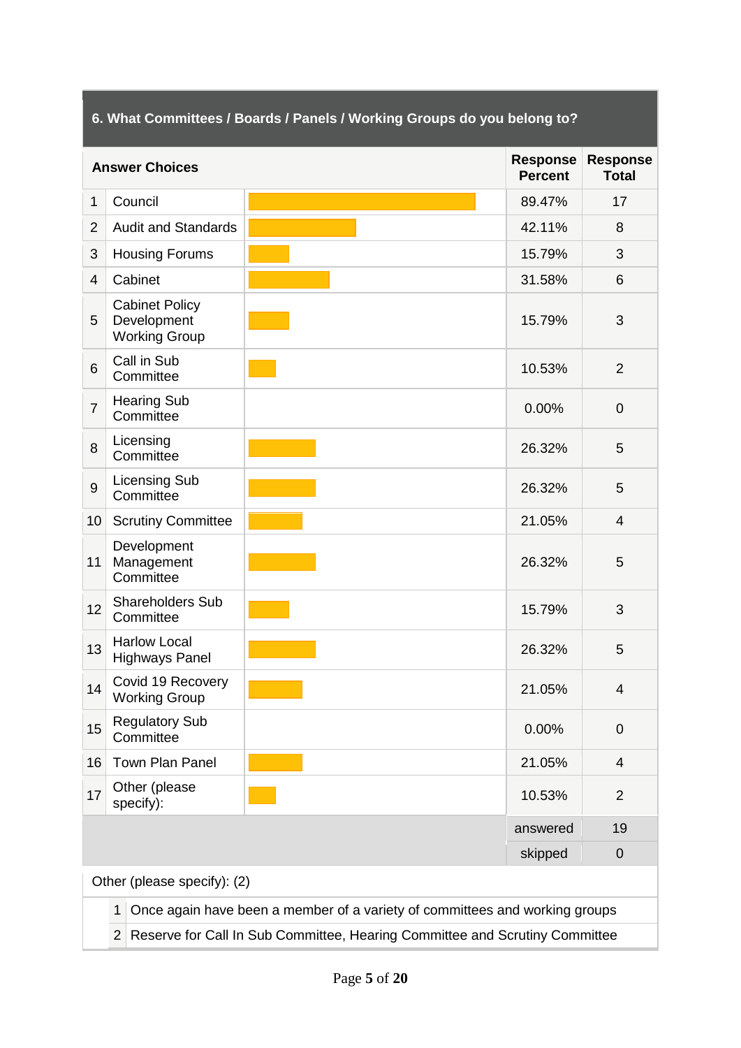### 6. What Committees / Boards / Panels / Working Groups do you belong to?

| | Answer Choices | Response Percent | Response Total |
|---|---|---|---|
| 1 | Council | 89.47% | 17 |
| 2 | Audit and Standards | 42.11% | 8 |
| 3 | Housing Forums | 15.79% | 3 |
| 4 | Cabinet | 31.58% | 6 |
| 5 | Cabinet Policy Development Working Group | 15.79% | 3 |
| 6 | Call in Sub Committee | 10.53% | 2 |
| 7 | Hearing Sub Committee | 0.00% | 0 |
| 8 | Licensing Committee | 26.32% | 5 |
| 9 | Licensing Sub Committee | 26.32% | 5 |
| 10 | Scrutiny Committee | 21.05% | 4 |
| 11 | Development Management Committee | 26.32% | 5 |
| 12 | Shareholders Sub Committee | 15.79% | 3 |
| 13 | Harlow Local Highways Panel | 26.32% | 5 |
| 14 | Covid 19 Recovery Working Group | 21.05% | 4 |
| 15 | Regulatory Sub Committee | 0.00% | 0 |
| 16 | Town Plan Panel | 21.05% | 4 |
| 17 | Other (please specify): | 10.53% | 2 |
| | | answered | 19 |
| | | skipped | 0 |

Other (please specify): (2)

1. Once again have been a member of a variety of committees and working groups
2. Reserve for Call In Sub Committee, Hearing Committee and Scrutiny Committee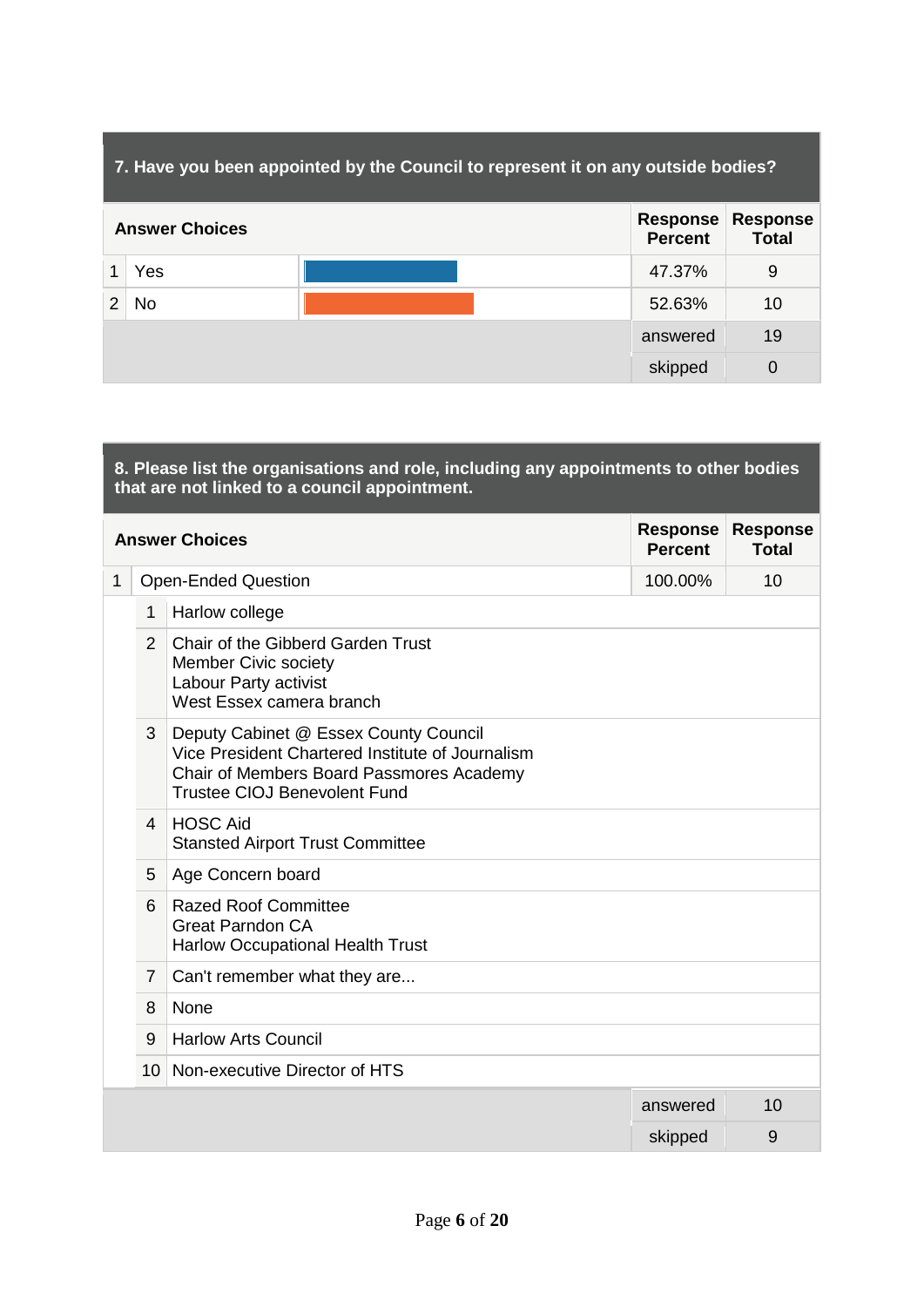## 7. Have you been appointed by the Council to represent it on any outside bodies?

| | Answer Choices | Response Percent | Response Total |
|---|---|---|---|
| 1 | Yes | 47.37% | 9 |
| 2 | No | 52.63% | 10 |
| | | answered | 19 |
| | | skipped | 0 |

## 8. Please list the organisations and role, including any appointments to other bodies that are not linked to a council appointment.

| | Answer Choices | Response Percent | Response Total |
|---|---|---|---|
| 1 | Open-Ended Question | 100.00% | 10 |

| | Response |
|---|---|
| 1 | Harlow college |
| 2 | Chair of the Gibberd Garden Trust<br>Member Civic society<br>Labour Party activist<br>West Essex camera branch |
| 3 | Deputy Cabinet @ Essex County Council<br>Vice President Chartered Institute of Journalism<br>Chair of Members Board Passmores Academy<br>Trustee CIOJ Benevolent Fund |
| 4 | HOSC Aid<br>Stansted Airport Trust Committee |
| 5 | Age Concern board |
| 6 | Razed Roof Committee<br>Great Parndon CA<br>Harlow Occupational Health Trust |
| 7 | Can't remember what they are... |
| 8 | None |
| 9 | Harlow Arts Council |
| 10 | Non-executive Director of HTS |

| | |
|---|---|
| answered | 10 |
| skipped | 9 |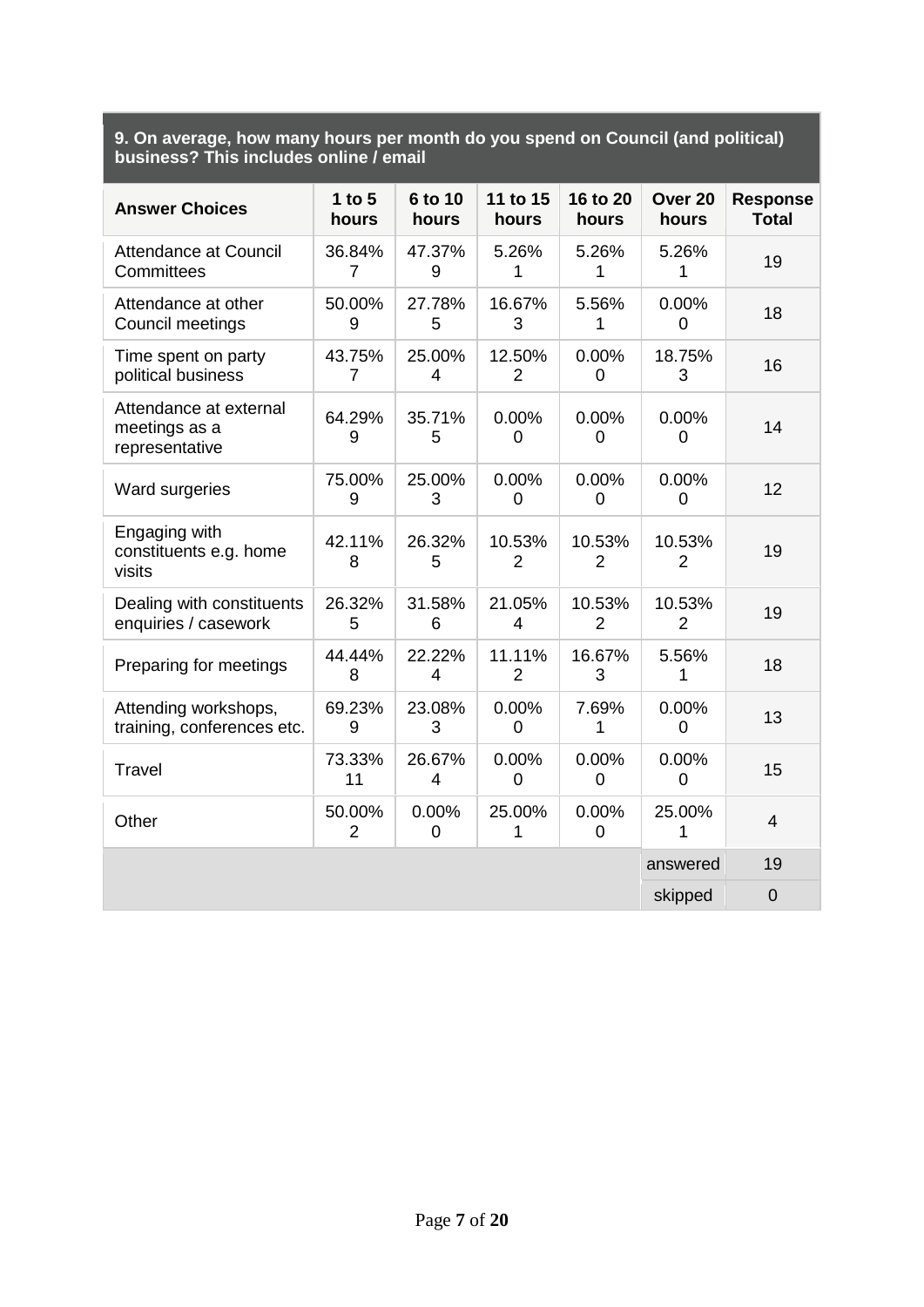**9. On average, how many hours per month do you spend on Council (and political) business? This includes online / email**

| Answer Choices | 1 to 5 hours | 6 to 10 hours | 11 to 15 hours | 16 to 20 hours | Over 20 hours | Response Total |
|---|---|---|---|---|---|---|
| Attendance at Council Committees | 36.84% 7 | 47.37% 9 | 5.26% 1 | 5.26% 1 | 5.26% 1 | 19 |
| Attendance at other Council meetings | 50.00% 9 | 27.78% 5 | 16.67% 3 | 5.56% 1 | 0.00% 0 | 18 |
| Time spent on party political business | 43.75% 7 | 25.00% 4 | 12.50% 2 | 0.00% 0 | 18.75% 3 | 16 |
| Attendance at external meetings as a representative | 64.29% 9 | 35.71% 5 | 0.00% 0 | 0.00% 0 | 0.00% 0 | 14 |
| Ward surgeries | 75.00% 9 | 25.00% 3 | 0.00% 0 | 0.00% 0 | 0.00% 0 | 12 |
| Engaging with constituents e.g. home visits | 42.11% 8 | 26.32% 5 | 10.53% 2 | 10.53% 2 | 10.53% 2 | 19 |
| Dealing with constituents enquiries / casework | 26.32% 5 | 31.58% 6 | 21.05% 4 | 10.53% 2 | 10.53% 2 | 19 |
| Preparing for meetings | 44.44% 8 | 22.22% 4 | 11.11% 2 | 16.67% 3 | 5.56% 1 | 18 |
| Attending workshops, training, conferences etc. | 69.23% 9 | 23.08% 3 | 0.00% 0 | 7.69% 1 | 0.00% 0 | 13 |
| Travel | 73.33% 11 | 26.67% 4 | 0.00% 0 | 0.00% 0 | 0.00% 0 | 15 |
| Other | 50.00% 2 | 0.00% 0 | 25.00% 1 | 0.00% 0 | 25.00% 1 | 4 |
| | | | | | answered | 19 |
| | | | | | skipped | 0 |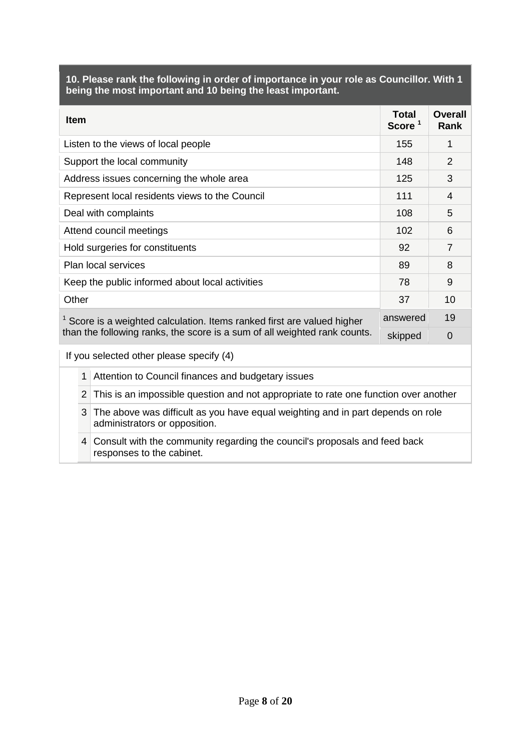**10. Please rank the following in order of importance in your role as Councillor. With 1 being the most important and 10 being the least important.**

| Item | Total Score [1] | Overall Rank |
|---|---|---|
| Listen to the views of local people | 155 | 1 |
| Support the local community | 148 | 2 |
| Address issues concerning the whole area | 125 | 3 |
| Represent local residents views to the Council | 111 | 4 |
| Deal with complaints | 108 | 5 |
| Attend council meetings | 102 | 6 |
| Hold surgeries for constituents | 92 | 7 |
| Plan local services | 89 | 8 |
| Keep the public informed about local activities | 78 | 9 |
| Other | 37 | 10 |
| [1] Score is a weighted calculation. Items ranked first are valued higher than the following ranks, the score is a sum of all weighted rank counts. | answered | 19 |
| | skipped | 0 |

If you selected other please specify (4)

| | |
|---|---|
| 1 | Attention to Council finances and budgetary issues |
| 2 | This is an impossible question and not appropriate to rate one function over another |
| 3 | The above was difficult as you have equal weighting and in part depends on role administrators or opposition. |
| 4 | Consult with the community regarding the council's proposals and feed back responses to the cabinet. |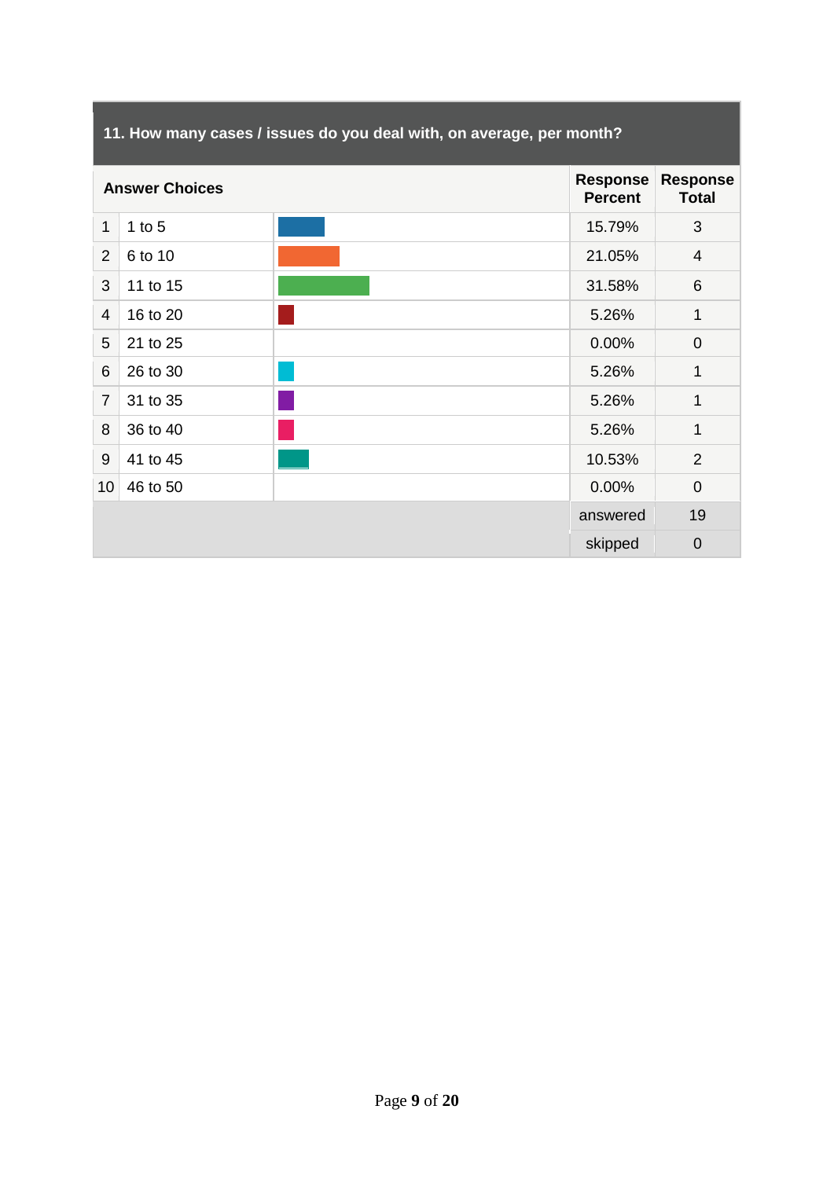## 11. How many cases / issues do you deal with, on average, per month?

| | Answer Choices | Response Percent | Response Total |
|---|---|---|---|
| 1 | 1 to 5 | 15.79% | 3 |
| 2 | 6 to 10 | 21.05% | 4 |
| 3 | 11 to 15 | 31.58% | 6 |
| 4 | 16 to 20 | 5.26% | 1 |
| 5 | 21 to 25 | 0.00% | 0 |
| 6 | 26 to 30 | 5.26% | 1 |
| 7 | 31 to 35 | 5.26% | 1 |
| 8 | 36 to 40 | 5.26% | 1 |
| 9 | 41 to 45 | 10.53% | 2 |
| 10 | 46 to 50 | 0.00% | 0 |
| | | answered | 19 |
| | | skipped | 0 |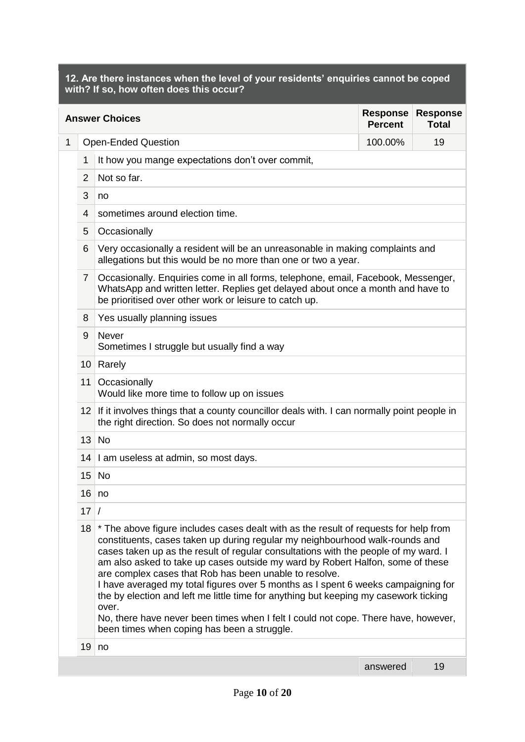**12. Are there instances when the level of your residents' enquiries cannot be coped with? If so, how often does this occur?**

| | Answer Choices | Response Percent | Response Total |
|---|---|---|---|
| 1 | Open-Ended Question | 100.00% | 19 |

| # | Response |
|---|---|
| 1 | It how you mange expectations don't over commit, |
| 2 | Not so far. |
| 3 | no |
| 4 | sometimes around election time. |
| 5 | Occasionally |
| 6 | Very occasionally a resident will be an unreasonable in making complaints and allegations but this would be no more than one or two a year. |
| 7 | Occasionally. Enquiries come in all forms, telephone, email, Facebook, Messenger, WhatsApp and written letter. Replies get delayed about once a month and have to be prioritised over other work or leisure to catch up. |
| 8 | Yes usually planning issues |
| 9 | Never<br>Sometimes I struggle but usually find a way |
| 10 | Rarely |
| 11 | Occasionally<br>Would like more time to follow up on issues |
| 12 | If it involves things that a county councillor deals with. I can normally point people in the right direction. So does not normally occur |
| 13 | No |
| 14 | I am useless at admin, so most days. |
| 15 | No |
| 16 | no |
| 17 | / |
| 18 | * The above figure includes cases dealt with as the result of requests for help from constituents, cases taken up during regular my neighbourhood walk-rounds and cases taken up as the result of regular consultations with the people of my ward. I am also asked to take up cases outside my ward by Robert Halfon, some of these are complex cases that Rob has been unable to resolve.<br>I have averaged my total figures over 5 months as I spent 6 weeks campaigning for the by election and left me little time for anything but keeping my casework ticking over.<br>No, there have never been times when I felt I could not cope. There have, however, been times when coping has been a struggle. |
| 19 | no |

| | answered | 19 |
|---|---|---|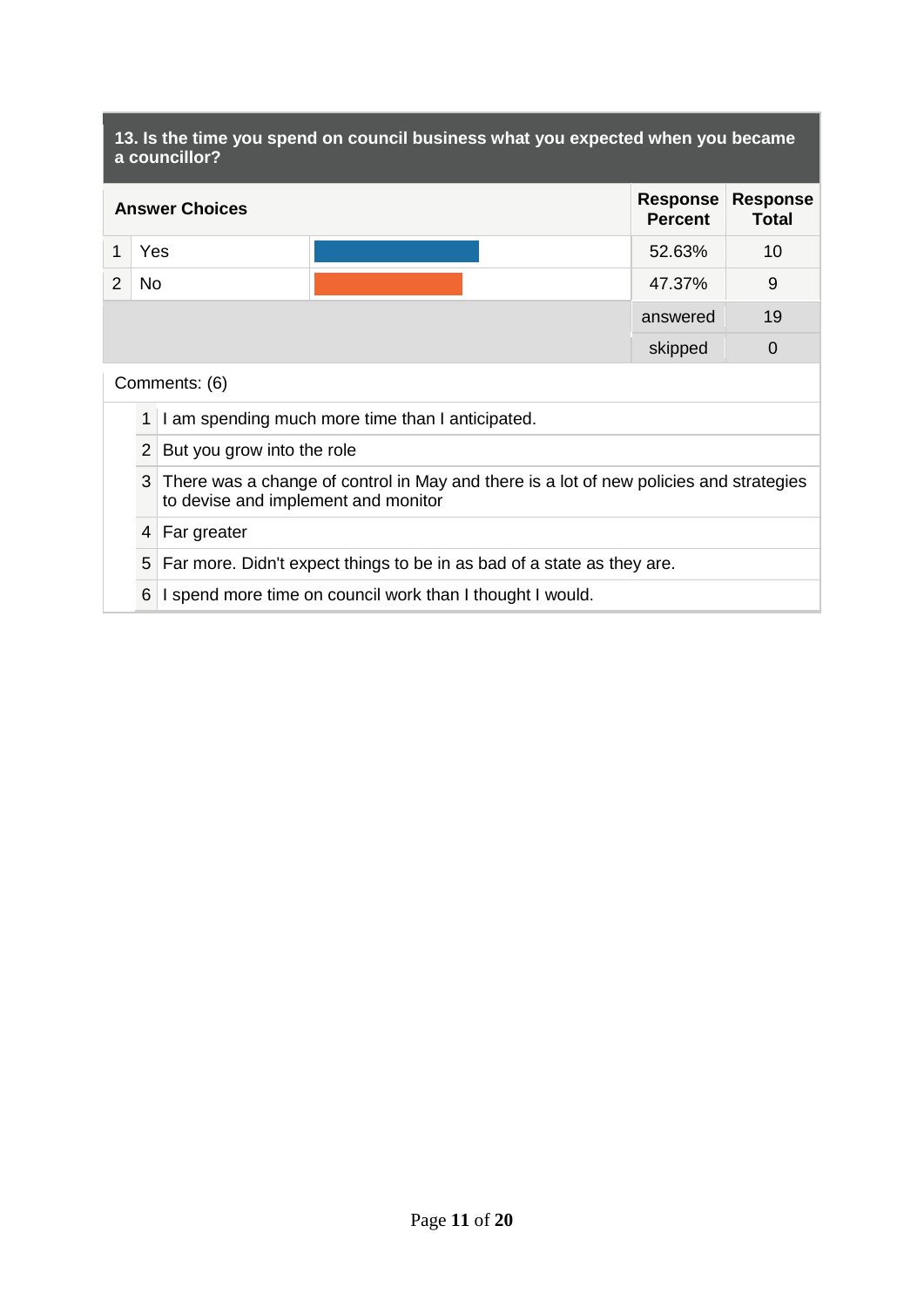### 13. Is the time you spend on council business what you expected when you became a councillor?

| | Answer Choices | Response Percent | Response Total |
|---|---|---|---|
| 1 | Yes | 52.63% | 10 |
| 2 | No | 47.37% | 9 |
| | | answered | 19 |
| | | skipped | 0 |

Comments: (6)

1. I am spending much more time than I anticipated.
2. But you grow into the role
3. There was a change of control in May and there is a lot of new policies and strategies to devise and implement and monitor
4. Far greater
5. Far more. Didn't expect things to be in as bad of a state as they are.
6. I spend more time on council work than I thought I would.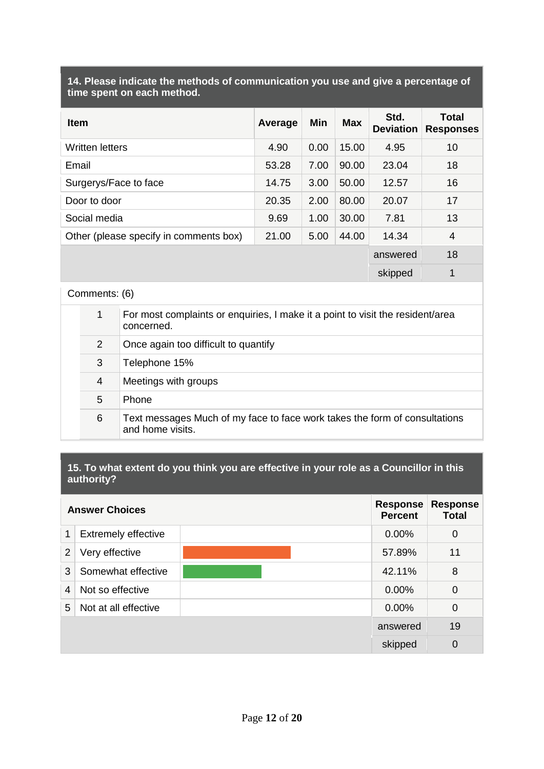## 14. Please indicate the methods of communication you use and give a percentage of time spent on each method.

| Item | Average | Min | Max | Std. Deviation | Total Responses |
|---|---|---|---|---|---|
| Written letters | 4.90 | 0.00 | 15.00 | 4.95 | 10 |
| Email | 53.28 | 7.00 | 90.00 | 23.04 | 18 |
| Surgerys/Face to face | 14.75 | 3.00 | 50.00 | 12.57 | 16 |
| Door to door | 20.35 | 2.00 | 80.00 | 20.07 | 17 |
| Social media | 9.69 | 1.00 | 30.00 | 7.81 | 13 |
| Other (please specify in comments box) | 21.00 | 5.00 | 44.00 | 14.34 | 4 |
| | | | | answered | 18 |
| | | | | skipped | 1 |

Comments: (6)

| | |
|---|---|
| 1 | For most complaints or enquiries, I make it a point to visit the resident/area concerned. |
| 2 | Once again too difficult to quantify |
| 3 | Telephone 15% |
| 4 | Meetings with groups |
| 5 | Phone |
| 6 | Text messages Much of my face to face work takes the form of consultations and home visits. |

## 15. To what extent do you think you are effective in your role as a Councillor in this authority?

| | Answer Choices | Response Percent | Response Total |
|---|---|---|---|
| 1 | Extremely effective | 0.00% | 0 |
| 2 | Very effective | 57.89% | 11 |
| 3 | Somewhat effective | 42.11% | 8 |
| 4 | Not so effective | 0.00% | 0 |
| 5 | Not at all effective | 0.00% | 0 |
| | | answered | 19 |
| | | skipped | 0 |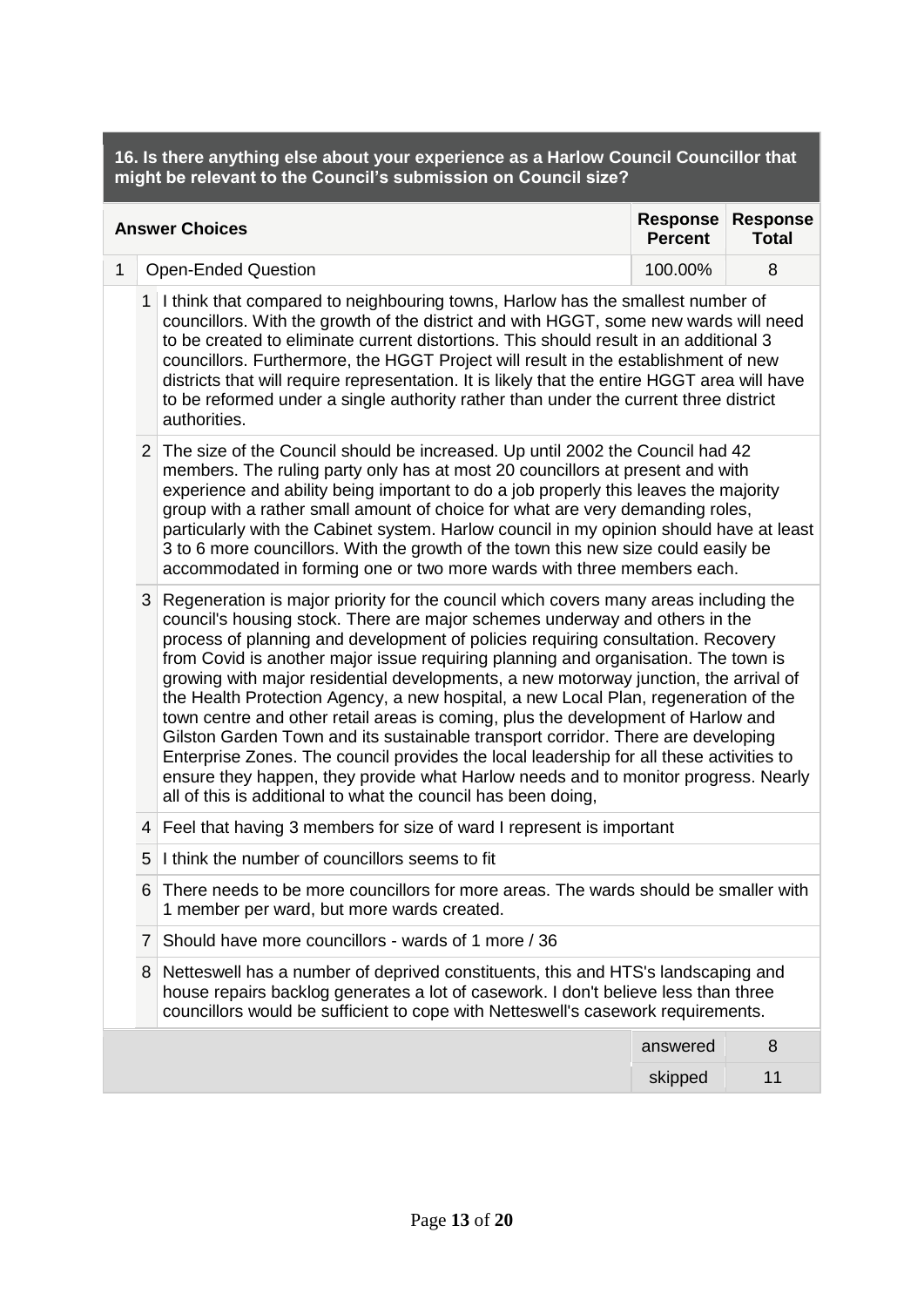### 16. Is there anything else about your experience as a Harlow Council Councillor that might be relevant to the Council's submission on Council size?

| | Answer Choices | Response Percent | Response Total |
|---|---|---|---|
| 1 | Open-Ended Question | 100.00% | 8 |

| | Response |
|---|---|
| 1 | I think that compared to neighbouring towns, Harlow has the smallest number of councillors. With the growth of the district and with HGGT, some new wards will need to be created to eliminate current distortions. This should result in an additional 3 councillors. Furthermore, the HGGT Project will result in the establishment of new districts that will require representation. It is likely that the entire HGGT area will have to be reformed under a single authority rather than under the current three district authorities. |
| 2 | The size of the Council should be increased. Up until 2002 the Council had 42 members. The ruling party only has at most 20 councillors at present and with experience and ability being important to do a job properly this leaves the majority group with a rather small amount of choice for what are very demanding roles, particularly with the Cabinet system. Harlow council in my opinion should have at least 3 to 6 more councillors. With the growth of the town this new size could easily be accommodated in forming one or two more wards with three members each. |
| 3 | Regeneration is major priority for the council which covers many areas including the council's housing stock. There are major schemes underway and others in the process of planning and development of policies requiring consultation. Recovery from Covid is another major issue requiring planning and organisation. The town is growing with major residential developments, a new motorway junction, the arrival of the Health Protection Agency, a new hospital, a new Local Plan, regeneration of the town centre and other retail areas is coming, plus the development of Harlow and Gilston Garden Town and its sustainable transport corridor. There are developing Enterprise Zones. The council provides the local leadership for all these activities to ensure they happen, they provide what Harlow needs and to monitor progress. Nearly all of this is additional to what the council has been doing, |
| 4 | Feel that having 3 members for size of ward I represent is important |
| 5 | I think the number of councillors seems to fit |
| 6 | There needs to be more councillors for more areas. The wards should be smaller with 1 member per ward, but more wards created. |
| 7 | Should have more councillors - wards of 1 more / 36 |
| 8 | Netteswell has a number of deprived constituents, this and HTS's landscaping and house repairs backlog generates a lot of casework. I don't believe less than three councillors would be sufficient to cope with Netteswell's casework requirements. |

| | |
|---|---|
| answered | 8 |
| skipped | 11 |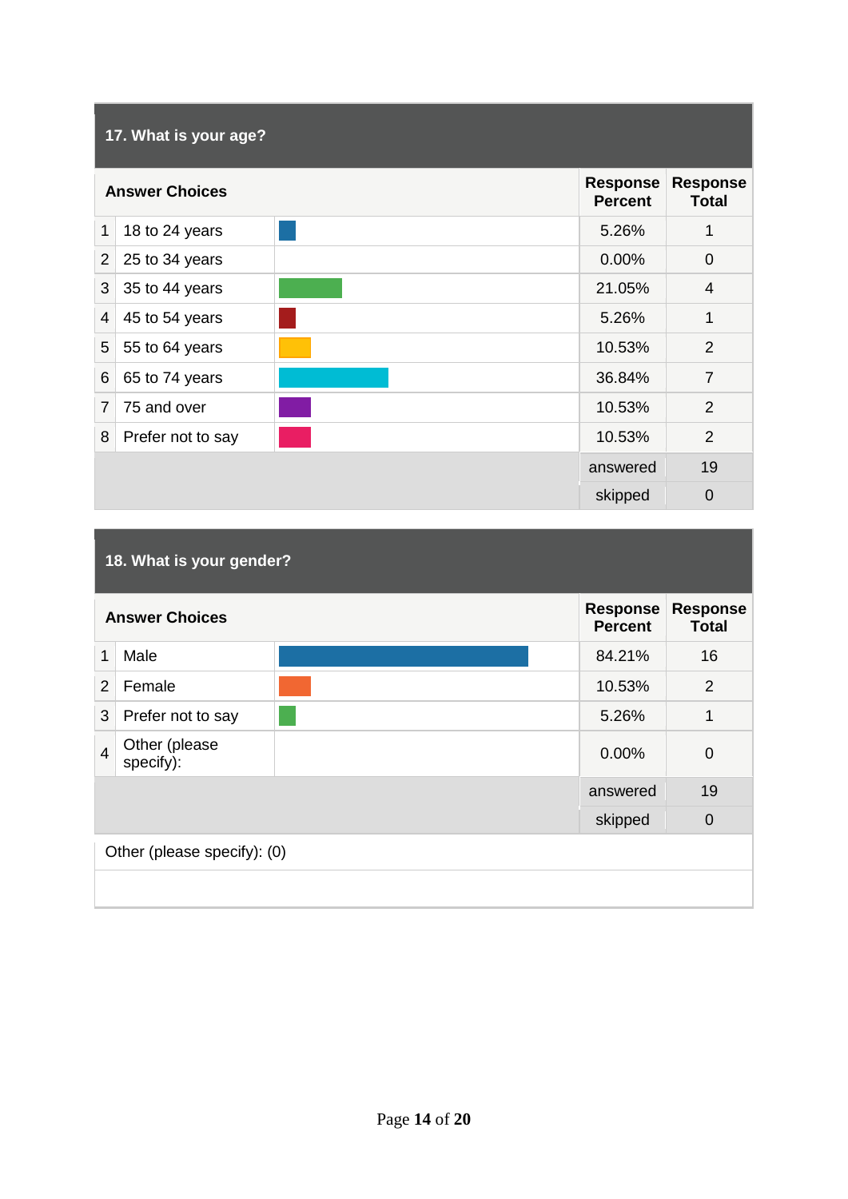## 17. What is your age?

| | Answer Choices | Response Percent | Response Total |
|---|---|---|---|
| 1 | 18 to 24 years | 5.26% | 1 |
| 2 | 25 to 34 years | 0.00% | 0 |
| 3 | 35 to 44 years | 21.05% | 4 |
| 4 | 45 to 54 years | 5.26% | 1 |
| 5 | 55 to 64 years | 10.53% | 2 |
| 6 | 65 to 74 years | 36.84% | 7 |
| 7 | 75 and over | 10.53% | 2 |
| 8 | Prefer not to say | 10.53% | 2 |
| | | answered | 19 |
| | | skipped | 0 |

## 18. What is your gender?

| | Answer Choices | Response Percent | Response Total |
|---|---|---|---|
| 1 | Male | 84.21% | 16 |
| 2 | Female | 10.53% | 2 |
| 3 | Prefer not to say | 5.26% | 1 |
| 4 | Other (please specify): | 0.00% | 0 |
| | | answered | 19 |
| | | skipped | 0 |

Other (please specify): (0)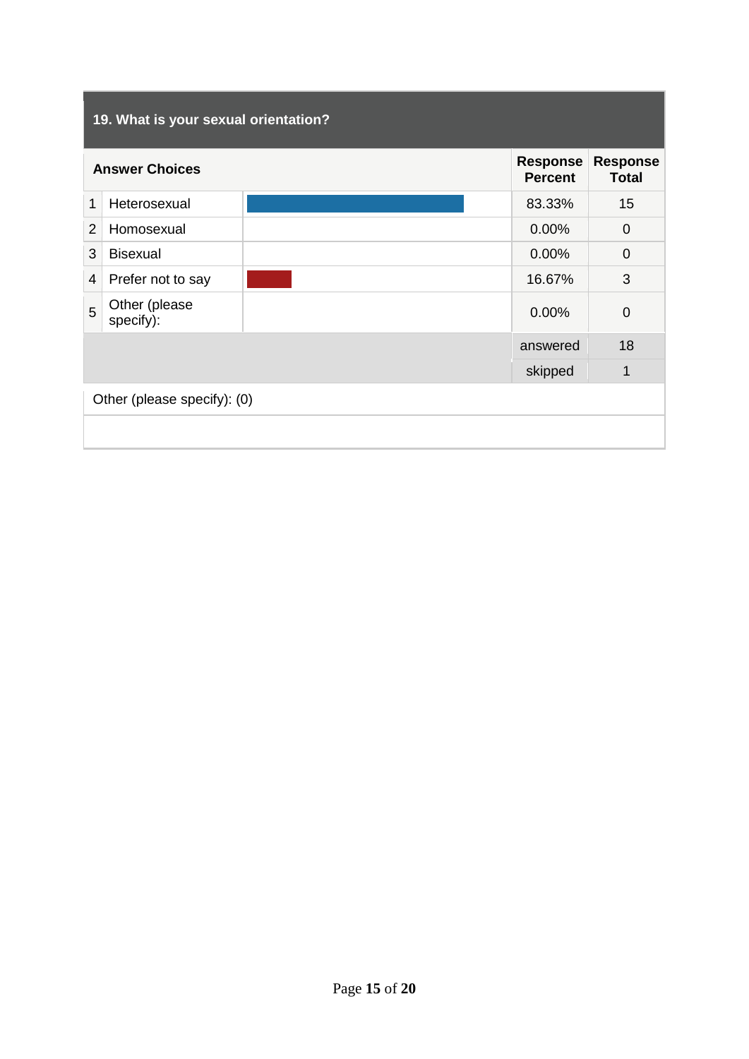## 19. What is your sexual orientation?

| | Answer Choices | | Response Percent | Response Total |
|---|---|---|---|---|
| 1 | Heterosexual | | 83.33% | 15 |
| 2 | Homosexual | | 0.00% | 0 |
| 3 | Bisexual | | 0.00% | 0 |
| 4 | Prefer not to say | | 16.67% | 3 |
| 5 | Other (please specify): | | 0.00% | 0 |
| | | | answered | 18 |
| | | | skipped | 1 |

Other (please specify): (0)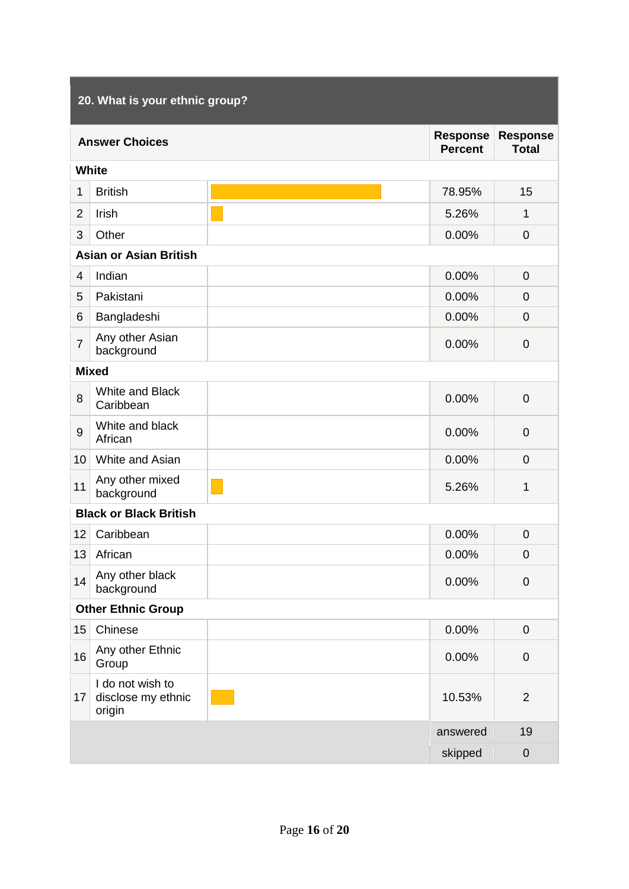## 20. What is your ethnic group?

| | Answer Choices | Response Percent | Response Total |
|---|---|---|---|
| **White** | | | |
| 1 | British | 78.95% | 15 |
| 2 | Irish | 5.26% | 1 |
| 3 | Other | 0.00% | 0 |
| **Asian or Asian British** | | | |
| 4 | Indian | 0.00% | 0 |
| 5 | Pakistani | 0.00% | 0 |
| 6 | Bangladeshi | 0.00% | 0 |
| 7 | Any other Asian background | 0.00% | 0 |
| **Mixed** | | | |
| 8 | White and Black Caribbean | 0.00% | 0 |
| 9 | White and black African | 0.00% | 0 |
| 10 | White and Asian | 0.00% | 0 |
| 11 | Any other mixed background | 5.26% | 1 |
| **Black or Black British** | | | |
| 12 | Caribbean | 0.00% | 0 |
| 13 | African | 0.00% | 0 |
| 14 | Any other black background | 0.00% | 0 |
| **Other Ethnic Group** | | | |
| 15 | Chinese | 0.00% | 0 |
| 16 | Any other Ethnic Group | 0.00% | 0 |
| 17 | I do not wish to disclose my ethnic origin | 10.53% | 2 |
| | | answered | 19 |
| | | skipped | 0 |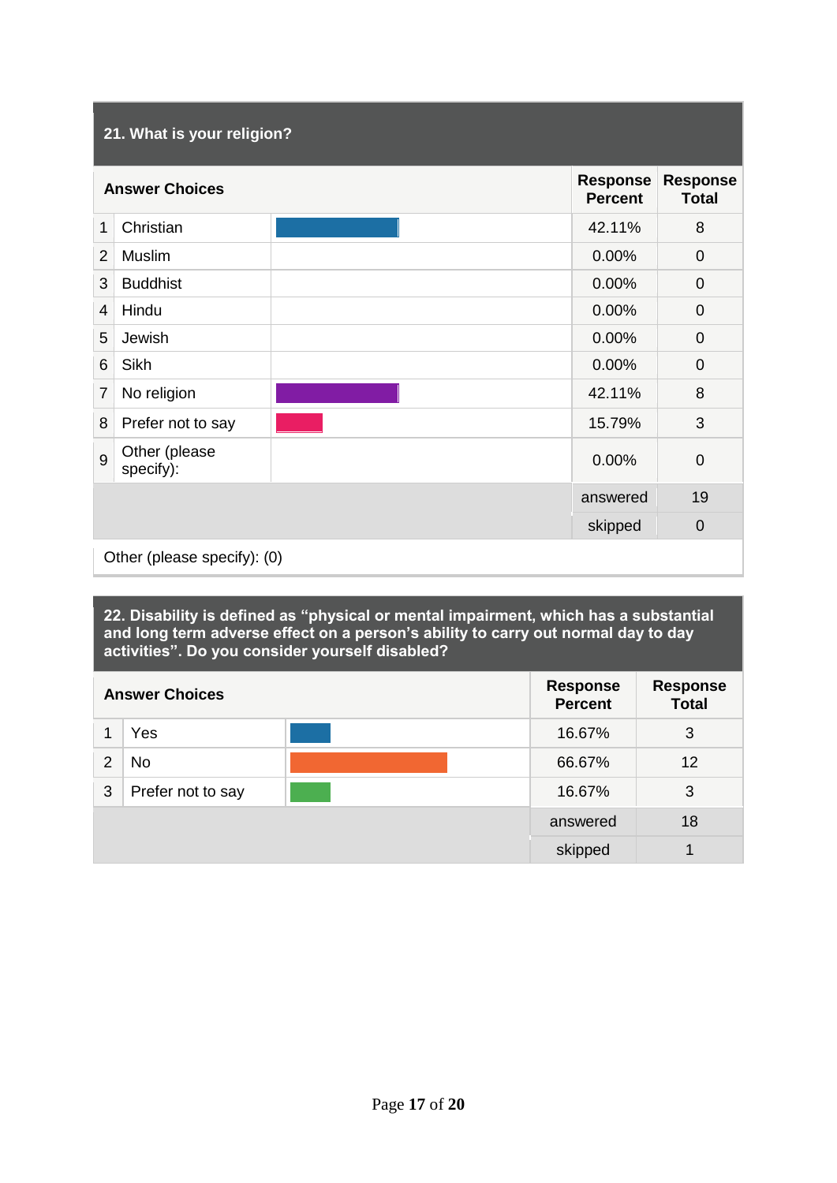## 21. What is your religion?

| | Answer Choices | Response Percent | Response Total |
|---|---|---|---|
| 1 | Christian | 42.11% | 8 |
| 2 | Muslim | 0.00% | 0 |
| 3 | Buddhist | 0.00% | 0 |
| 4 | Hindu | 0.00% | 0 |
| 5 | Jewish | 0.00% | 0 |
| 6 | Sikh | 0.00% | 0 |
| 7 | No religion | 42.11% | 8 |
| 8 | Prefer not to say | 15.79% | 3 |
| 9 | Other (please specify): | 0.00% | 0 |
| | | answered | 19 |
| | | skipped | 0 |

Other (please specify): (0)

## 22. Disability is defined as "physical or mental impairment, which has a substantial and long term adverse effect on a person's ability to carry out normal day to day activities". Do you consider yourself disabled?

| | Answer Choices | Response Percent | Response Total |
|---|---|---|---|
| 1 | Yes | 16.67% | 3 |
| 2 | No | 66.67% | 12 |
| 3 | Prefer not to say | 16.67% | 3 |
| | | answered | 18 |
| | | skipped | 1 |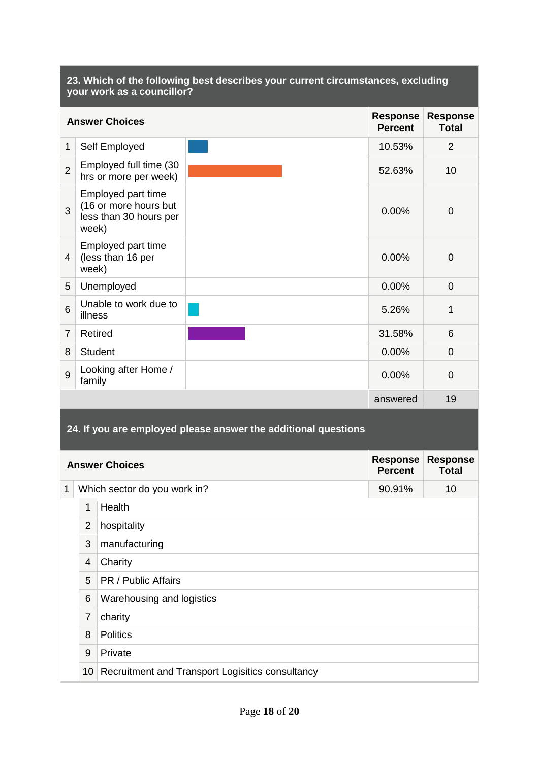## 23. Which of the following best describes your current circumstances, excluding your work as a councillor?

| | Answer Choices | Response Percent | Response Total |
|---|---|---|---|
| 1 | Self Employed | 10.53% | 2 |
| 2 | Employed full time (30 hrs or more per week) | 52.63% | 10 |
| 3 | Employed part time (16 or more hours but less than 30 hours per week) | 0.00% | 0 |
| 4 | Employed part time (less than 16 per week) | 0.00% | 0 |
| 5 | Unemployed | 0.00% | 0 |
| 6 | Unable to work due to illness | 5.26% | 1 |
| 7 | Retired | 31.58% | 6 |
| 8 | Student | 0.00% | 0 |
| 9 | Looking after Home / family | 0.00% | 0 |
| | | answered | 19 |

## 24. If you are employed please answer the additional questions

| | Answer Choices | Response Percent | Response Total |
|---|---|---|---|
| 1 | Which sector do you work in? | 90.91% | 10 |

| | |
|---|---|
| 1 | Health |
| 2 | hospitality |
| 3 | manufacturing |
| 4 | Charity |
| 5 | PR / Public Affairs |
| 6 | Warehousing and logistics |
| 7 | charity |
| 8 | Politics |
| 9 | Private |
| 10 | Recruitment and Transport Logisitics consultancy |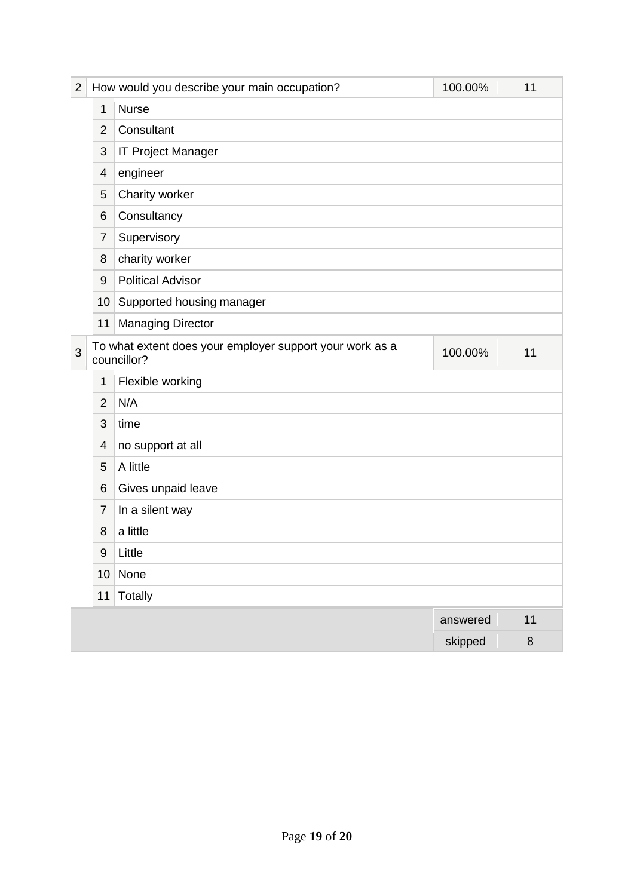| | | | | |
|---|---|---|---|---|
| 2 | How would you describe your main occupation? | | 100.00% | 11 |
| | 1 | Nurse | | |
| | 2 | Consultant | | |
| | 3 | IT Project Manager | | |
| | 4 | engineer | | |
| | 5 | Charity worker | | |
| | 6 | Consultancy | | |
| | 7 | Supervisory | | |
| | 8 | charity worker | | |
| | 9 | Political Advisor | | |
| | 10 | Supported housing manager | | |
| | 11 | Managing Director | | |
| 3 | To what extent does your employer support your work as a councillor? | | 100.00% | 11 |
| | 1 | Flexible working | | |
| | 2 | N/A | | |
| | 3 | time | | |
| | 4 | no support at all | | |
| | 5 | A little | | |
| | 6 | Gives unpaid leave | | |
| | 7 | In a silent way | | |
| | 8 | a little | | |
| | 9 | Little | | |
| | 10 | None | | |
| | 11 | Totally | | |
| | | | answered | 11 |
| | | | skipped | 8 |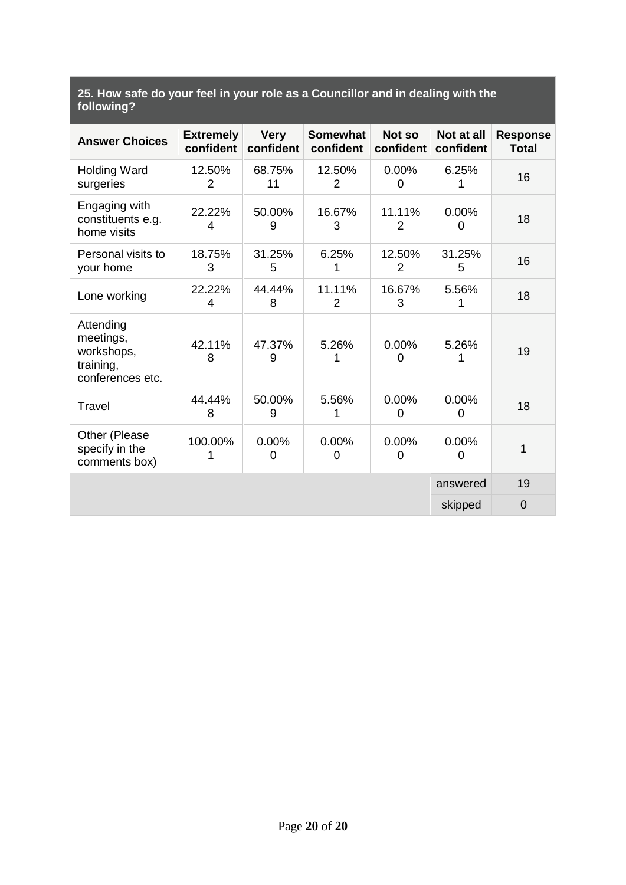### 25. How safe do your feel in your role as a Councillor and in dealing with the following?

| Answer Choices | Extremely confident | Very confident | Somewhat confident | Not so confident | Not at all confident | Response Total |
|---|---|---|---|---|---|---|
| Holding Ward surgeries | 12.50% 2 | 68.75% 11 | 12.50% 2 | 0.00% 0 | 6.25% 1 | 16 |
| Engaging with constituents e.g. home visits | 22.22% 4 | 50.00% 9 | 16.67% 3 | 11.11% 2 | 0.00% 0 | 18 |
| Personal visits to your home | 18.75% 3 | 31.25% 5 | 6.25% 1 | 12.50% 2 | 31.25% 5 | 16 |
| Lone working | 22.22% 4 | 44.44% 8 | 11.11% 2 | 16.67% 3 | 5.56% 1 | 18 |
| Attending meetings, workshops, training, conferences etc. | 42.11% 8 | 47.37% 9 | 5.26% 1 | 0.00% 0 | 5.26% 1 | 19 |
| Travel | 44.44% 8 | 50.00% 9 | 5.56% 1 | 0.00% 0 | 0.00% 0 | 18 |
| Other (Please specify in the comments box) | 100.00% 1 | 0.00% 0 | 0.00% 0 | 0.00% 0 | 0.00% 0 | 1 |
| | | | | | answered | 19 |
| | | | | | skipped | 0 |